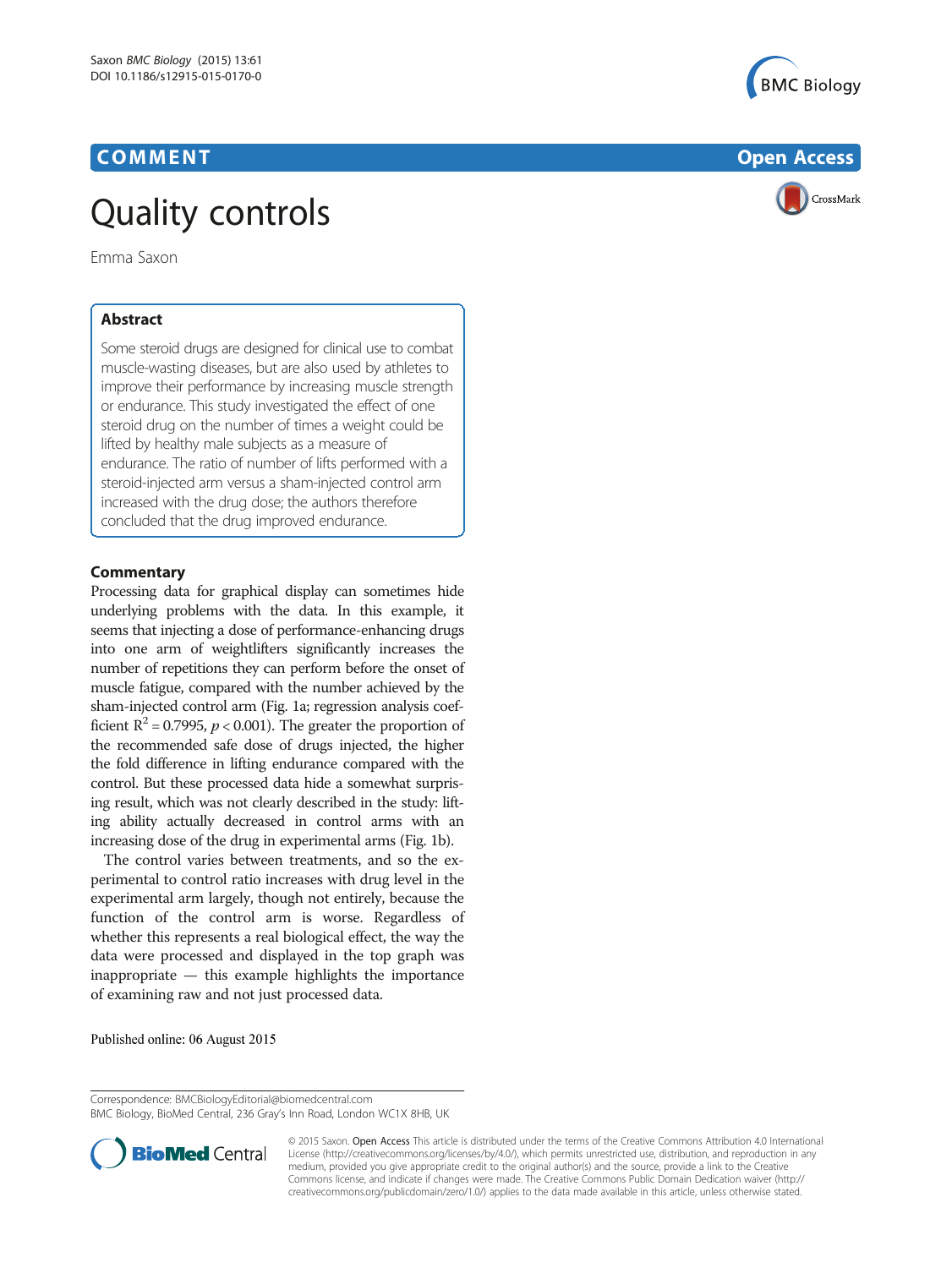COMMENT

Open Access

# Quality controls

Emma Saxon

## Abstract

Some steroid drugs are designed for clinical use to combat muscle-wasting diseases, but are also used by athletes to improve their performance by increasing muscle strength or endurance. This study investigated the effect of one steroid drug on the number of times a weight could be lifted by healthy male subjects as a measure of endurance. The ratio of number of lifts performed with a steroid-injected arm versus a sham-injected control arm increased with the drug dose; the authors therefore concluded that the drug improved endurance.

## Commentary

Processing data for graphical display can sometimes hide underlying problems with the data. In this example, it seems that injecting a dose of performance-enhancing drugs into one arm of weightlifters significantly increases the number of repetitions they can perform before the onset of muscle fatigue, compared with the number achieved by the sham-injected control arm (Fig. 1a; regression analysis coefficient $R^2 = 0.7995$, $p < 0.001$). The greater the proportion of the recommended safe dose of drugs injected, the higher the fold difference in lifting endurance compared with the control. But these processed data hide a somewhat surprising result, which was not clearly described in the study: lifting ability actually decreased in control arms with an increasing dose of the drug in experimental arms (Fig. 1b).

The control varies between treatments, and so the experimental to control ratio increases with drug level in the experimental arm largely, though not entirely, because the function of the control arm is worse. Regardless of whether this represents a real biological effect, the way the data were processed and displayed in the top graph was inappropriate — this example highlights the importance of examining raw and not just processed data.

Published online: 06 August 2015

Correspondence: BMCBiologyEditorial@biomedcentral.com
BMC Biology, BioMed Central, 236 Gray's Inn Road, London WC1X 8HB, UK

© 2015 Saxon. Open Access This article is distributed under the terms of the Creative Commons Attribution 4.0 International License (http://creativecommons.org/licenses/by/4.0/), which permits unrestricted use, distribution, and reproduction in any medium, provided you give appropriate credit to the original author(s) and the source, provide a link to the Creative Commons license, and indicate if changes were made. The Creative Commons Public Domain Dedication waiver (http://creativecommons.org/publicdomain/zero/1.0/) applies to the data made available in this article, unless otherwise stated.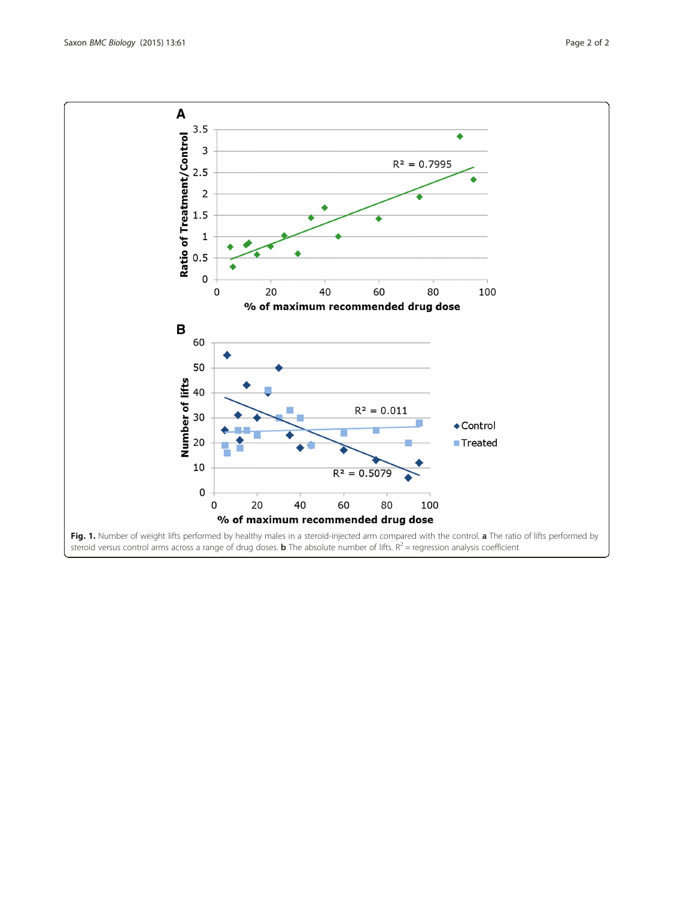A

Ratio of Treatment/Control

3.5
3
2.5
2
1.5
1
0.5
0

0 20 40 60 80 100

% of maximum recommended drug dose

R² = 0.7995

B

Number of lifts

60
50
40
30
20
10
0

0 20 40 60 80 100

% of maximum recommended drug dose

R² = 0.011

R² = 0.5079

Control

Treated

**Fig. 1.** Number of weight lifts performed by healthy males in a steroid-injected arm compared with the control. **a** The ratio of lifts performed by steroid versus control arms across a range of drug doses. **b** The absolute number of lifts. $R^2$ = regression analysis coefficient